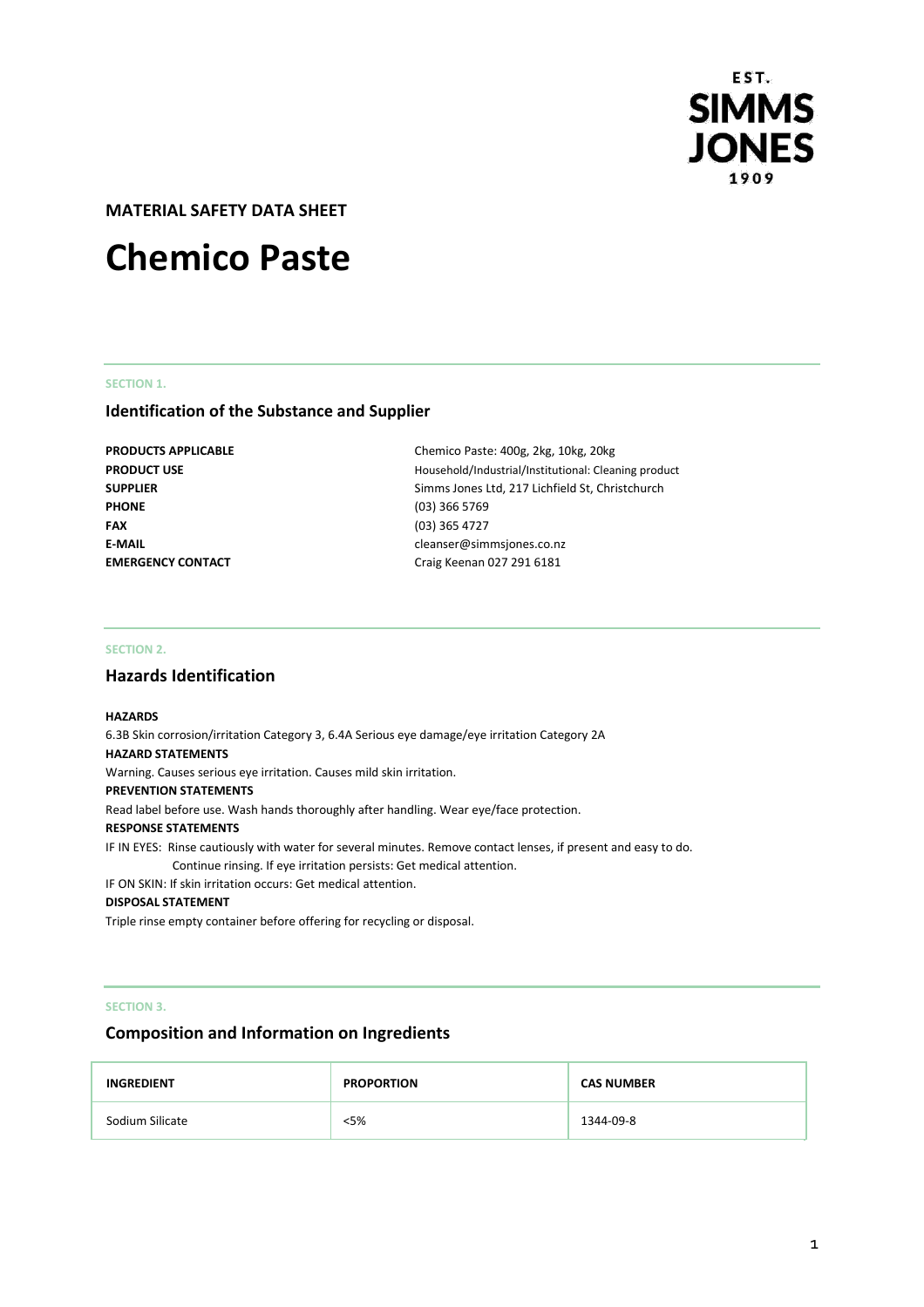EST. SIMMS JONES 1909

**MATERIAL SAFETY DATA SHEET**

# Chemico Paste

SECTION 1.

## Identification of the Substance and Supplier

**PRODUCTS APPLICABLE** Chemico Paste: 400g, 2kg, 10kg, 20kg
**PRODUCT USE** Household/Industrial/Institutional: Cleaning product
**SUPPLIER** Simms Jones Ltd, 217 Lichfield St, Christchurch
**PHONE** (03) 366 5769
**FAX** (03) 365 4727
**E-MAIL** cleanser@simmsjones.co.nz
**EMERGENCY CONTACT** Craig Keenan 027 291 6181

SECTION 2.

## Hazards Identification

**HAZARDS**
6.3B Skin corrosion/irritation Category 3, 6.4A Serious eye damage/eye irritation Category 2A

**HAZARD STATEMENTS**
Warning. Causes serious eye irritation. Causes mild skin irritation.

**PREVENTION STATEMENTS**
Read label before use. Wash hands thoroughly after handling. Wear eye/face protection.

**RESPONSE STATEMENTS**
IF IN EYES: Rinse cautiously with water for several minutes. Remove contact lenses, if present and easy to do. Continue rinsing. If eye irritation persists: Get medical attention.
IF ON SKIN: If skin irritation occurs: Get medical attention.

**DISPOSAL STATEMENT**
Triple rinse empty container before offering for recycling or disposal.

SECTION 3.

## Composition and Information on Ingredients

| INGREDIENT | PROPORTION | CAS NUMBER |
| --- | --- | --- |
| Sodium Silicate | <5% | 1344-09-8 |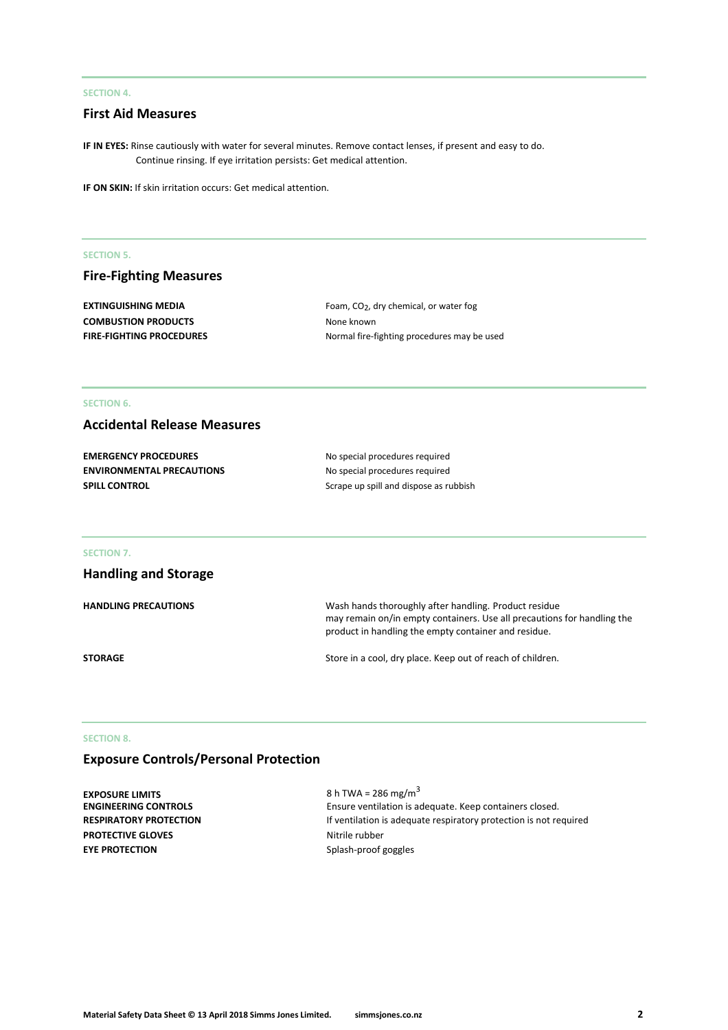SECTION 4.

## First Aid Measures

**IF IN EYES:** Rinse cautiously with water for several minutes. Remove contact lenses, if present and easy to do. Continue rinsing. If eye irritation persists: Get medical attention.

**IF ON SKIN:** If skin irritation occurs: Get medical attention.

SECTION 5.

## Fire-Fighting Measures

| | |
|---|---|
| **EXTINGUISHING MEDIA** | Foam, $CO_2$, dry chemical, or water fog |
| **COMBUSTION PRODUCTS** | None known |
| **FIRE-FIGHTING PROCEDURES** | Normal fire-fighting procedures may be used |

SECTION 6.

## Accidental Release Measures

| | |
|---|---|
| **EMERGENCY PROCEDURES** | No special procedures required |
| **ENVIRONMENTAL PRECAUTIONS** | No special procedures required |
| **SPILL CONTROL** | Scrape up spill and dispose as rubbish |

SECTION 7.

## Handling and Storage

| | |
|---|---|
| **HANDLING PRECAUTIONS** | Wash hands thoroughly after handling. Product residue may remain on/in empty containers. Use all precautions for handling the product in handling the empty container and residue. |
| **STORAGE** | Store in a cool, dry place. Keep out of reach of children. |

SECTION 8.

## Exposure Controls/Personal Protection

| | |
|---|---|
| **EXPOSURE LIMITS** | 8 h TWA = 286 $mg/m^3$ |
| **ENGINEERING CONTROLS** | Ensure ventilation is adequate. Keep containers closed. |
| **RESPIRATORY PROTECTION** | If ventilation is adequate respiratory protection is not required |
| **PROTECTIVE GLOVES** | Nitrile rubber |
| **EYE PROTECTION** | Splash-proof goggles |

**Material Safety Data Sheet © 13 April 2018 Simms Jones Limited.** **simmsjones.co.nz**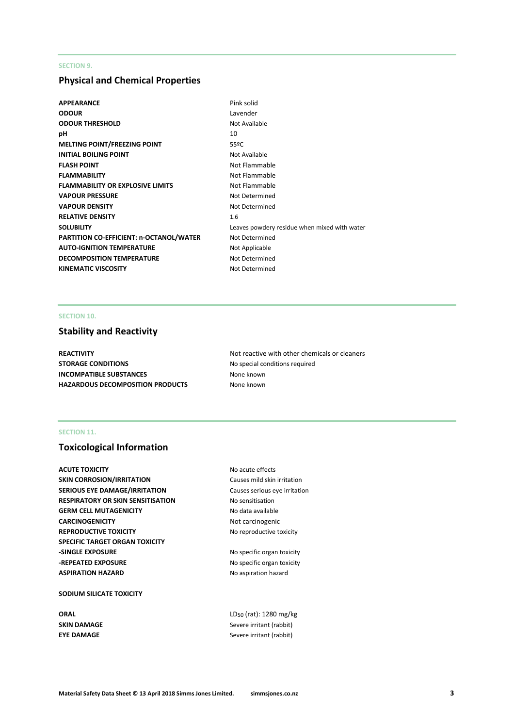SECTION 9.

## Physical and Chemical Properties

| | |
|---|---|
| **APPEARANCE** | Pink solid |
| **ODOUR** | Lavender |
| **ODOUR THRESHOLD** | Not Available |
| **pH** | 10 |
| **MELTING POINT/FREEZING POINT** | 55ºC |
| **INITIAL BOILING POINT** | Not Available |
| **FLASH POINT** | Not Flammable |
| **FLAMMABILITY** | Not Flammable |
| **FLAMMABILITY OR EXPLOSIVE LIMITS** | Not Flammable |
| **VAPOUR PRESSURE** | Not Determined |
| **VAPOUR DENSITY** | Not Determined |
| **RELATIVE DENSITY** | 1.6 |
| **SOLUBILITY** | Leaves powdery residue when mixed with water |
| **PARTITION CO-EFFICIENT: n-OCTANOL/WATER** | Not Determined |
| **AUTO-IGNITION TEMPERATURE** | Not Applicable |
| **DECOMPOSITION TEMPERATURE** | Not Determined |
| **KINEMATIC VISCOSITY** | Not Determined |

SECTION 10.

## Stability and Reactivity

| | |
|---|---|
| **REACTIVITY** | Not reactive with other chemicals or cleaners |
| **STORAGE CONDITIONS** | No special conditions required |
| **INCOMPATIBLE SUBSTANCES** | None known |
| **HAZARDOUS DECOMPOSITION PRODUCTS** | None known |

SECTION 11.

## Toxicological Information

| | |
|---|---|
| **ACUTE TOXICITY** | No acute effects |
| **SKIN CORROSION/IRRITATION** | Causes mild skin irritation |
| **SERIOUS EYE DAMAGE/IRRITATION** | Causes serious eye irritation |
| **RESPIRATORY OR SKIN SENSITISATION** | No sensitisation |
| **GERM CELL MUTAGENICITY** | No data available |
| **CARCINOGENICITY** | Not carcinogenic |
| **REPRODUCTIVE TOXICITY** | No reproductive toxicity |
| **SPECIFIC TARGET ORGAN TOXICITY** | |
| **-SINGLE EXPOSURE** | No specific organ toxicity |
| **-REPEATED EXPOSURE** | No specific organ toxicity |
| **ASPIRATION HAZARD** | No aspiration hazard |

**SODIUM SILICATE TOXICITY**

| | |
|---|---|
| **ORAL** | $LD_{50}$ (rat): 1280 mg/kg |
| **SKIN DAMAGE** | Severe irritant (rabbit) |
| **EYE DAMAGE** | Severe irritant (rabbit) |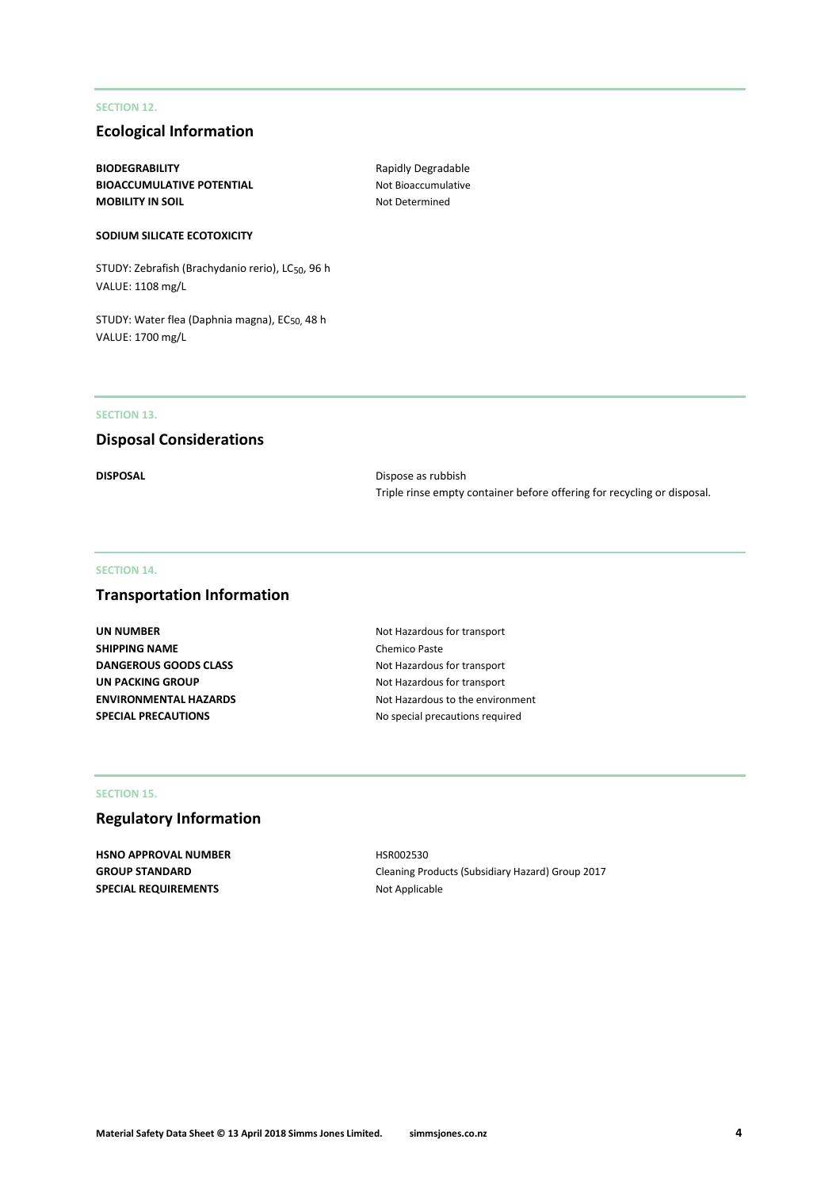SECTION 12.

## Ecological Information

| | |
|---|---|
| **BIODEGRABILITY** | Rapidly Degradable |
| **BIOACCUMULATIVE POTENTIAL** | Not Bioaccumulative |
| **MOBILITY IN SOIL** | Not Determined |

**SODIUM SILICATE ECOTOXICITY**

STUDY: Zebrafish (Brachydanio rerio), $LC_{50}$, 96 h
VALUE: 1108 mg/L

STUDY: Water flea (Daphnia magna), $EC_{50}$, 48 h
VALUE: 1700 mg/L

SECTION 13.

## Disposal Considerations

| | |
|---|---|
| **DISPOSAL** | Dispose as rubbish<br>Triple rinse empty container before offering for recycling or disposal. |

SECTION 14.

## Transportation Information

| | |
|---|---|
| **UN NUMBER** | Not Hazardous for transport |
| **SHIPPING NAME** | Chemico Paste |
| **DANGEROUS GOODS CLASS** | Not Hazardous for transport |
| **UN PACKING GROUP** | Not Hazardous for transport |
| **ENVIRONMENTAL HAZARDS** | Not Hazardous to the environment |
| **SPECIAL PRECAUTIONS** | No special precautions required |

SECTION 15.

## Regulatory Information

| | |
|---|---|
| **HSNO APPROVAL NUMBER** | HSR002530 |
| **GROUP STANDARD** | Cleaning Products (Subsidiary Hazard) Group 2017 |
| **SPECIAL REQUIREMENTS** | Not Applicable |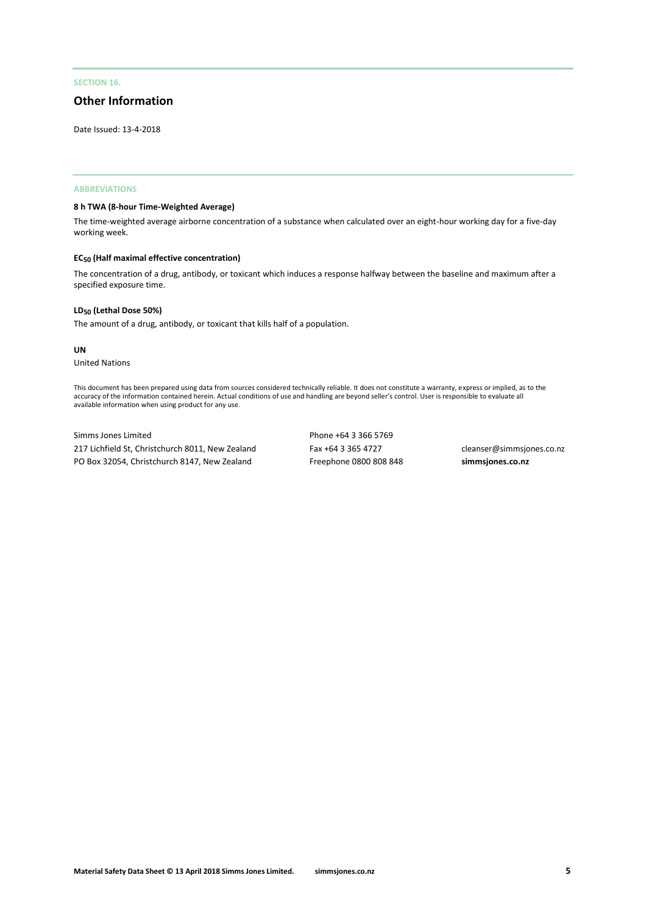SECTION 16.

## Other Information

Date Issued: 13-4-2018

### ABBREVIATIONS

**8 h TWA (8-hour Time-Weighted Average)**

The time-weighted average airborne concentration of a substance when calculated over an eight-hour working day for a five-day working week.

**$EC_{50}$ (Half maximal effective concentration)**

The concentration of a drug, antibody, or toxicant which induces a response halfway between the baseline and maximum after a specified exposure time.

**$LD_{50}$ (Lethal Dose 50%)**

The amount of a drug, antibody, or toxicant that kills half of a population.

**UN**

United Nations

This document has been prepared using data from sources considered technically reliable. It does not constitute a warranty, express or implied, as to the accuracy of the information contained herein. Actual conditions of use and handling are beyond seller's control. User is responsible to evaluate all available information when using product for any use.

Simms Jones Limited
217 Lichfield St, Christchurch 8011, New Zealand
PO Box 32054, Christchurch 8147, New Zealand

Phone +64 3 366 5769
Fax +64 3 365 4727
Freephone 0800 808 848

cleanser@simmsjones.co.nz
**simmsjones.co.nz**